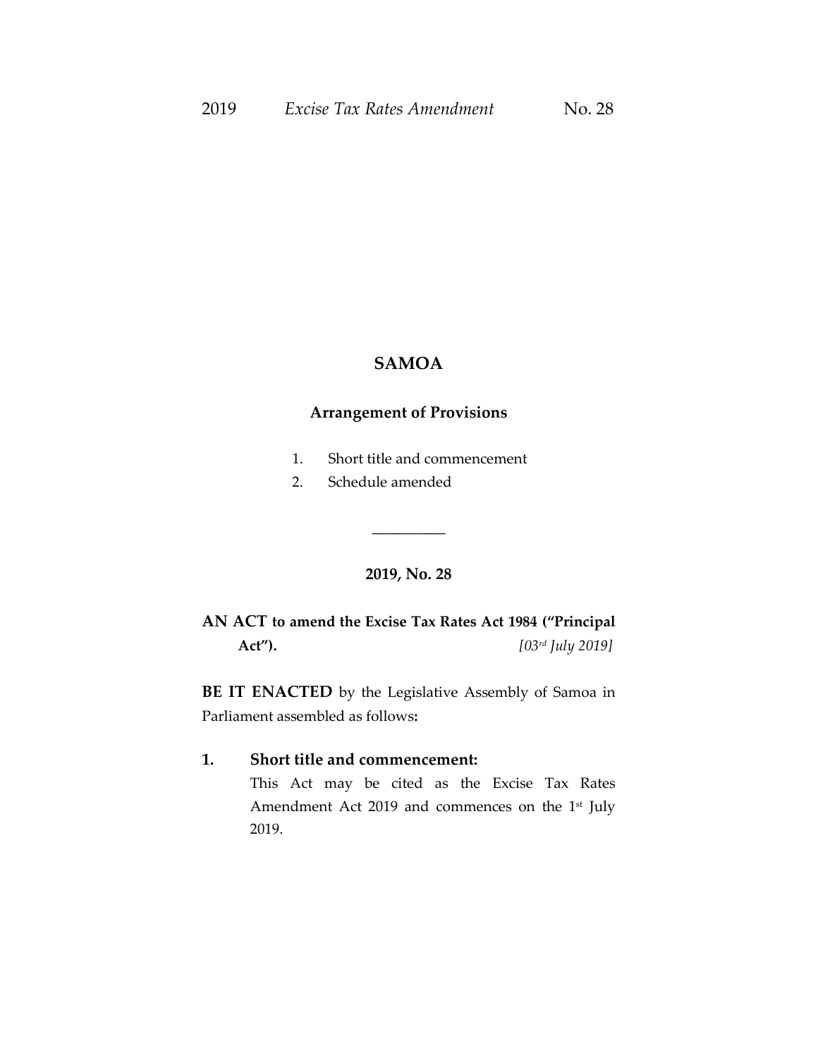# SAMOA

## Arrangement of Provisions

1. Short title and commencement
2. Schedule amended

---

## 2019, No. 28

**AN ACT to amend the Excise Tax Rates Act 1984 ("Principal Act").** *[03rd July 2019]*

**BE IT ENACTED** by the Legislative Assembly of Samoa in Parliament assembled as follows**:**

### 1. Short title and commencement:

This Act may be cited as the Excise Tax Rates Amendment Act 2019 and commences on the 1st July 2019.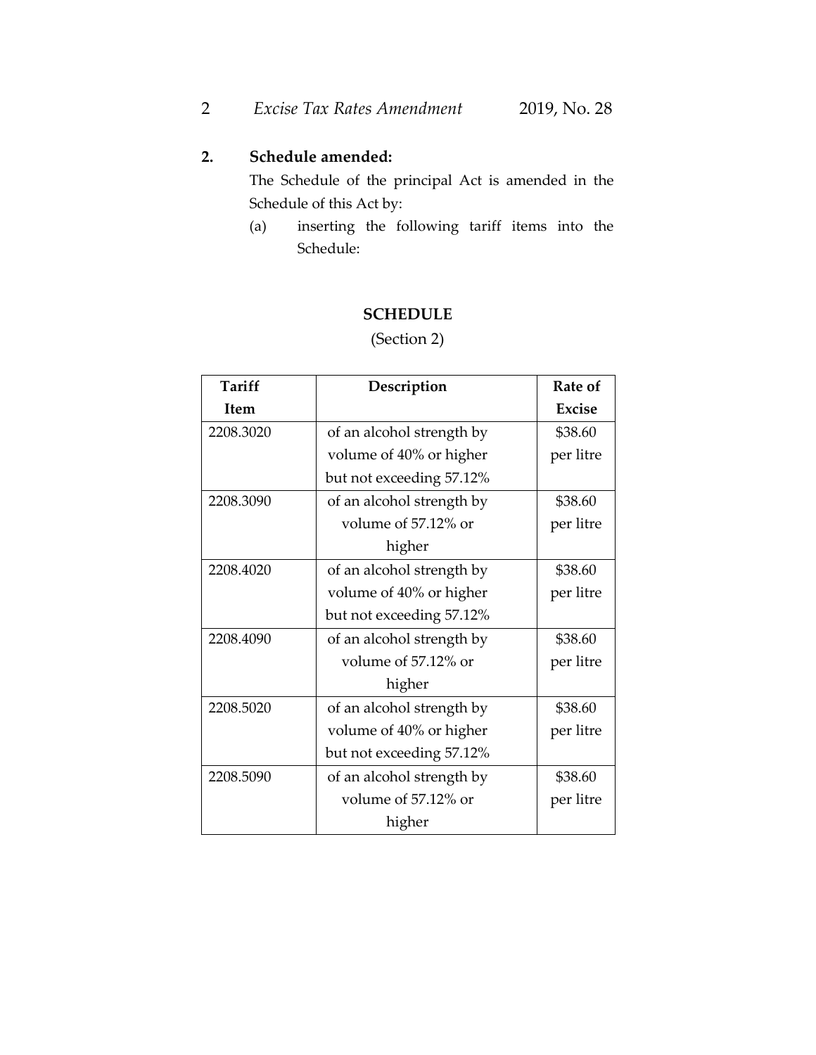**2. Schedule amended:**

The Schedule of the principal Act is amended in the Schedule of this Act by:

(a) inserting the following tariff items into the Schedule:

## SCHEDULE

(Section 2)

| Tariff Item | Description | Rate of Excise |
|---|---|---|
| 2208.3020 | of an alcohol strength by volume of 40% or higher but not exceeding 57.12% | $38.60 per litre |
| 2208.3090 | of an alcohol strength by volume of 57.12% or higher | $38.60 per litre |
| 2208.4020 | of an alcohol strength by volume of 40% or higher but not exceeding 57.12% | $38.60 per litre |
| 2208.4090 | of an alcohol strength by volume of 57.12% or higher | $38.60 per litre |
| 2208.5020 | of an alcohol strength by volume of 40% or higher but not exceeding 57.12% | $38.60 per litre |
| 2208.5090 | of an alcohol strength by volume of 57.12% or higher | $38.60 per litre |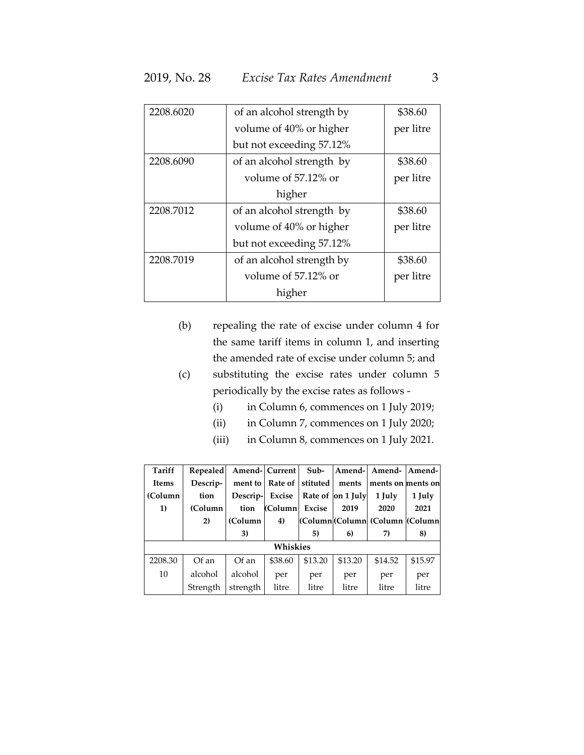| 2208.6020 | of an alcohol strength by volume of 40% or higher but not exceeding 57.12% | $38.60 per litre |
|---|---|---|
| 2208.6090 | of an alcohol strength by volume of 57.12% or higher | $38.60 per litre |
| 2208.7012 | of an alcohol strength by volume of 40% or higher but not exceeding 57.12% | $38.60 per litre |
| 2208.7019 | of an alcohol strength by volume of 57.12% or higher | $38.60 per litre |

(b) repealing the rate of excise under column 4 for the same tariff items in column 1, and inserting the amended rate of excise under column 5; and

(c) substituting the excise rates under column 5 periodically by the excise rates as follows -

(i) in Column 6, commences on 1 July 2019;

(ii) in Column 7, commences on 1 July 2020;

(iii) in Column 8, commences on 1 July 2021.

| Tariff Items (Column 1) | Repealed Description (Column 2) | Amendment to Description (Column 3) | Current Rate of Excise (Column 4) | Substituted Rate of Excise (Column 5) | Amendments on 1 July 2019 (Column 6) | Amendments on 1 July 2020 (Column 7) | Amendments on 1 July 2021 (Column 8) |
|---|---|---|---|---|---|---|---|
| **Whiskies** | | | | | | | |
| 2208.30 10 | Of an alcohol Strength | Of an alcohol strength | $38.60 per litre | $13.20 per litre | $13.20 per litre | $14.52 per litre | $15.97 per litre |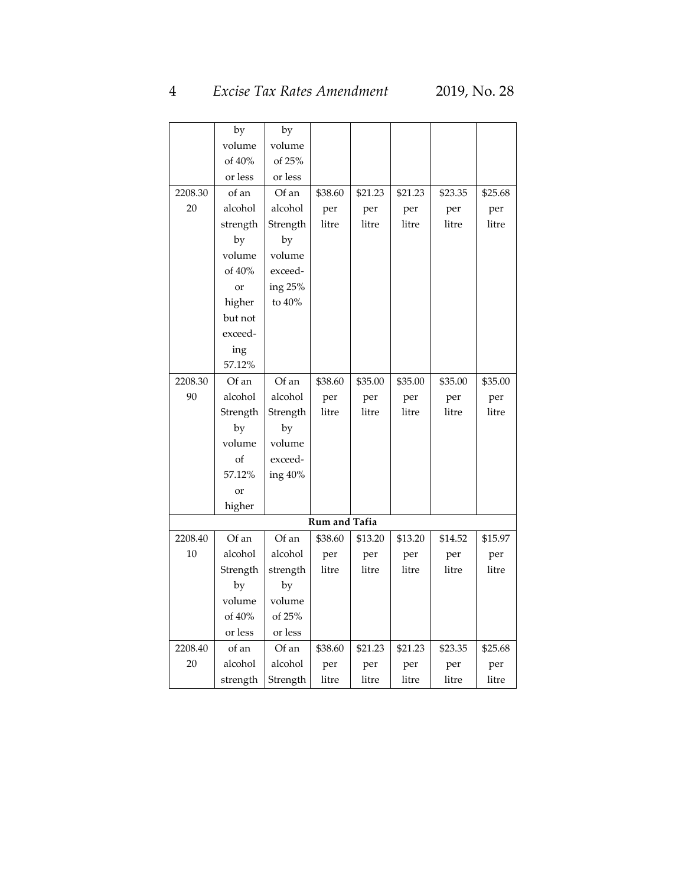| | | | | | | | |
|---|---|---|---|---|---|---|---|
| | by volume of 40% or less | by volume of 25% or less | | | | | |
| 2208.30 20 | of an alcohol strength by volume of 40% or higher but not exceeding 57.12% | Of an alcohol Strength by volume exceeding 25% to 40% | $38.60 per litre | $21.23 per litre | $21.23 per litre | $23.35 per litre | $25.68 per litre |
| 2208.30 90 | Of an alcohol Strength by volume of 57.12% or higher | Of an alcohol Strength by volume exceeding 40% | $38.60 per litre | $35.00 per litre | $35.00 per litre | $35.00 per litre | $35.00 per litre |
| | | | **Rum and Tafia** | | | | |
| 2208.40 10 | Of an alcohol Strength by volume of 40% or less | Of an alcohol strength by volume of 25% or less | $38.60 per litre | $13.20 per litre | $13.20 per litre | $14.52 per litre | $15.97 per litre |
| 2208.40 20 | of an alcohol strength | Of an alcohol Strength | $38.60 per litre | $21.23 per litre | $21.23 per litre | $23.35 per litre | $25.68 per litre |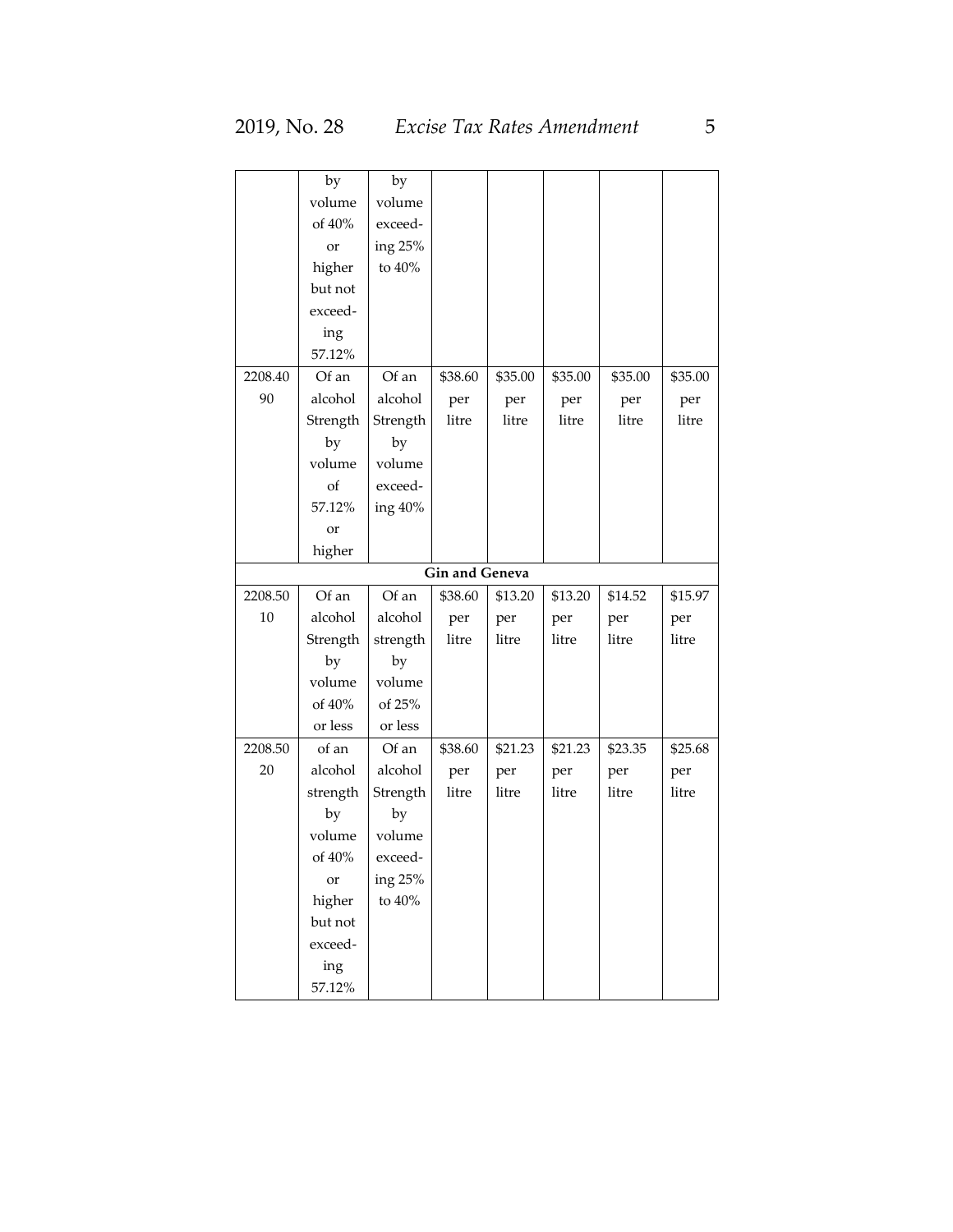| | by volume of 40% or higher but not exceeding 57.12% | by volume exceeding 25% to 40% | | | | | |
|---|---|---|---|---|---|---|---|
| 2208.40 90 | Of an alcohol Strength by volume of 57.12% or higher | Of an alcohol Strength by volume exceeding 40% | $38.60 per litre | $35.00 per litre | $35.00 per litre | $35.00 per litre | $35.00 per litre |
| | | | **Gin and Geneva** | | | | |
| 2208.50 10 | Of an alcohol Strength by volume of 40% or less | Of an alcohol strength by volume of 25% or less | $38.60 per litre | $13.20 per litre | $13.20 per litre | $14.52 per litre | $15.97 per litre |
| 2208.50 20 | of an alcohol strength by volume of 40% or higher but not exceeding 57.12% | Of an alcohol Strength by volume exceeding 25% to 40% | $38.60 per litre | $21.23 per litre | $21.23 per litre | $23.35 per litre | $25.68 per litre |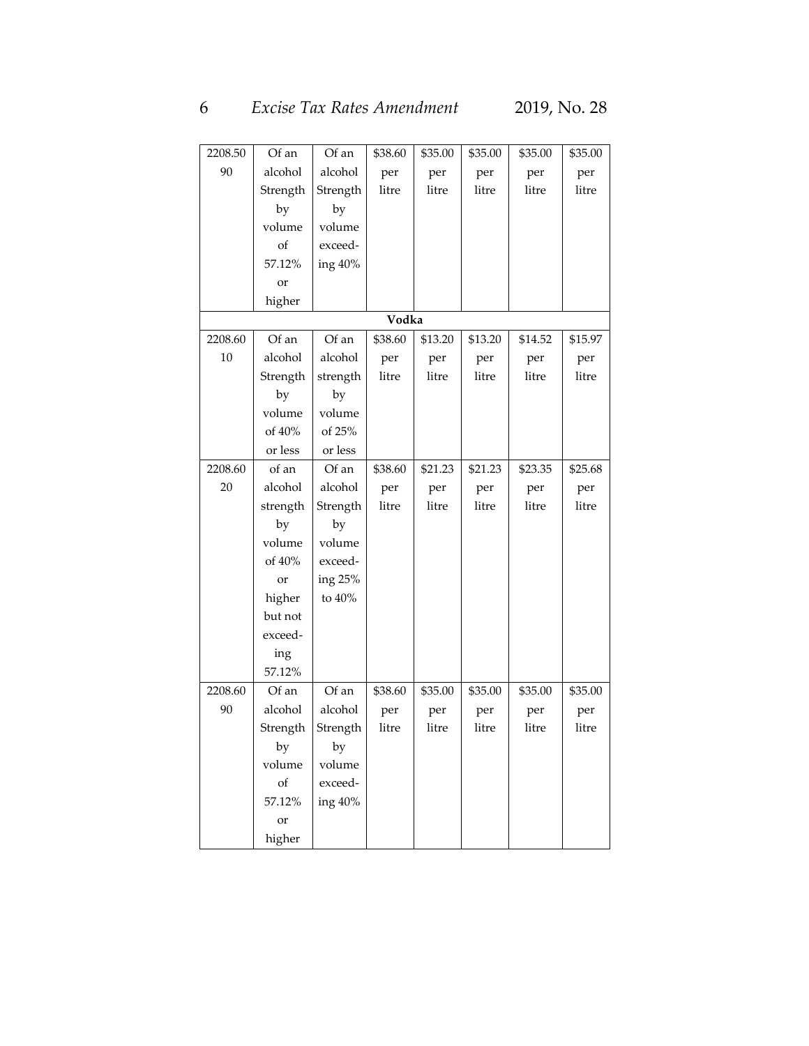| | | | | | | | |
|---|---|---|---|---|---|---|---|
| 2208.50 90 | Of an alcohol Strength by volume of 57.12% or higher | Of an alcohol Strength by volume exceed-ing 40% | $38.60 per litre | $35.00 per litre | $35.00 per litre | $35.00 per litre | $35.00 per litre |
| | | | **Vodka** | | | | |
| 2208.60 10 | Of an alcohol Strength by volume of 40% or less | Of an alcohol strength by volume of 25% or less | $38.60 per litre | $13.20 per litre | $13.20 per litre | $14.52 per litre | $15.97 per litre |
| 2208.60 20 | of an alcohol strength by volume of 40% or higher but not exceed-ing 57.12% | Of an alcohol Strength by volume exceed-ing 25% to 40% | $38.60 per litre | $21.23 per litre | $21.23 per litre | $23.35 per litre | $25.68 per litre |
| 2208.60 90 | Of an alcohol Strength by volume of 57.12% or higher | Of an alcohol Strength by volume exceed-ing 40% | $38.60 per litre | $35.00 per litre | $35.00 per litre | $35.00 per litre | $35.00 per litre |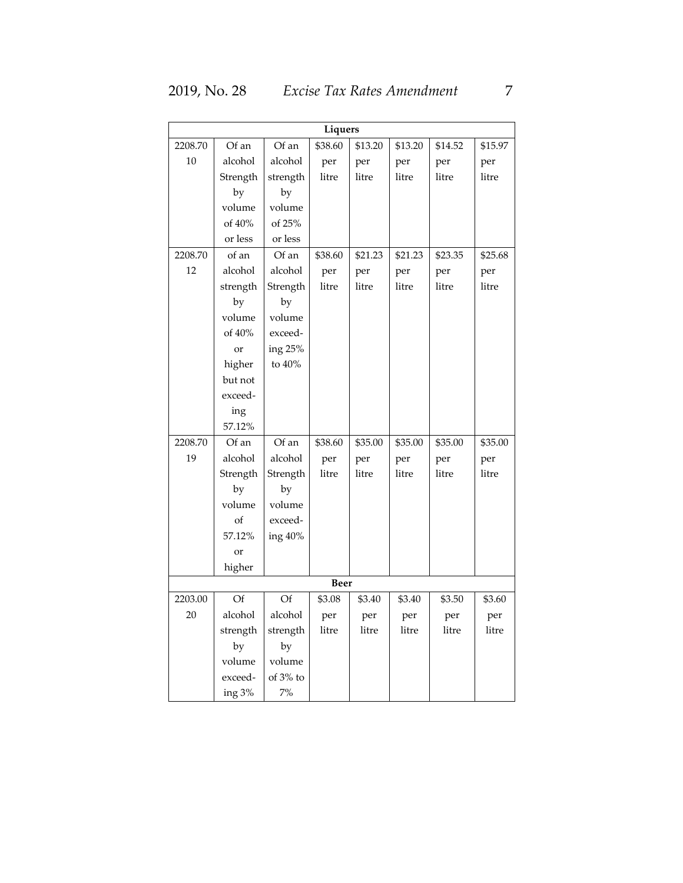| Liquers | | | | | | | |
|---|---|---|---|---|---|---|---|
| 2208.70 10 | Of an alcohol Strength by volume of 40% or less | Of an alcohol strength by volume of 25% or less | $38.60 per litre | $13.20 per litre | $13.20 per litre | $14.52 per litre | $15.97 per litre |
| 2208.70 12 | of an alcohol strength by volume of 40% or higher but not exceed-ing 57.12% | Of an alcohol Strength by volume exceed-ing 25% to 40% | $38.60 per litre | $21.23 per litre | $21.23 per litre | $23.35 per litre | $25.68 per litre |
| 2208.70 19 | Of an alcohol Strength by volume of 57.12% or higher | Of an alcohol Strength by volume exceed-ing 40% | $38.60 per litre | $35.00 per litre | $35.00 per litre | $35.00 per litre | $35.00 per litre |
| **Beer** | | | | | | | |
| 2203.00 20 | Of alcohol strength by volume exceed-ing 3% | Of alcohol strength by volume of 3% to 7% | $3.08 per litre | $3.40 per litre | $3.40 per litre | $3.50 per litre | $3.60 per litre |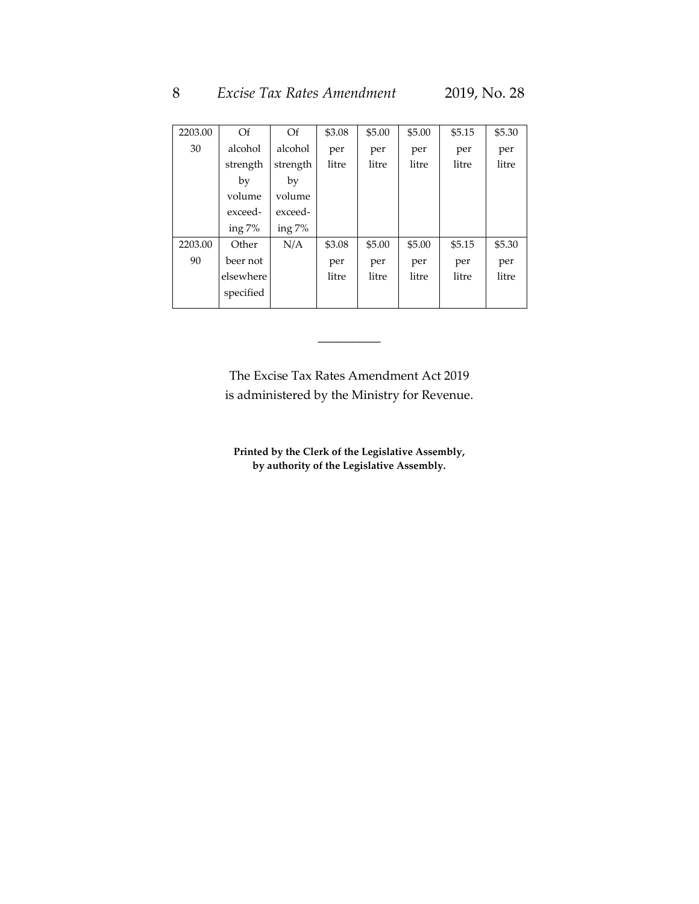| | | | | | | | |
|---|---|---|---|---|---|---|---|
| 2203.00 30 | Of alcohol strength by volume exceed-ing 7% | Of alcohol strength by volume exceed-ing 7% | $3.08 per litre | $5.00 per litre | $5.00 per litre | $5.15 per litre | $5.30 per litre |
| 2203.00 90 | Other beer not elsewhere specified | N/A | $3.08 per litre | $5.00 per litre | $5.00 per litre | $5.15 per litre | $5.30 per litre |

---

The Excise Tax Rates Amendment Act 2019
is administered by the Ministry for Revenue.

**Printed by the Clerk of the Legislative Assembly,**
**by authority of the Legislative Assembly.**